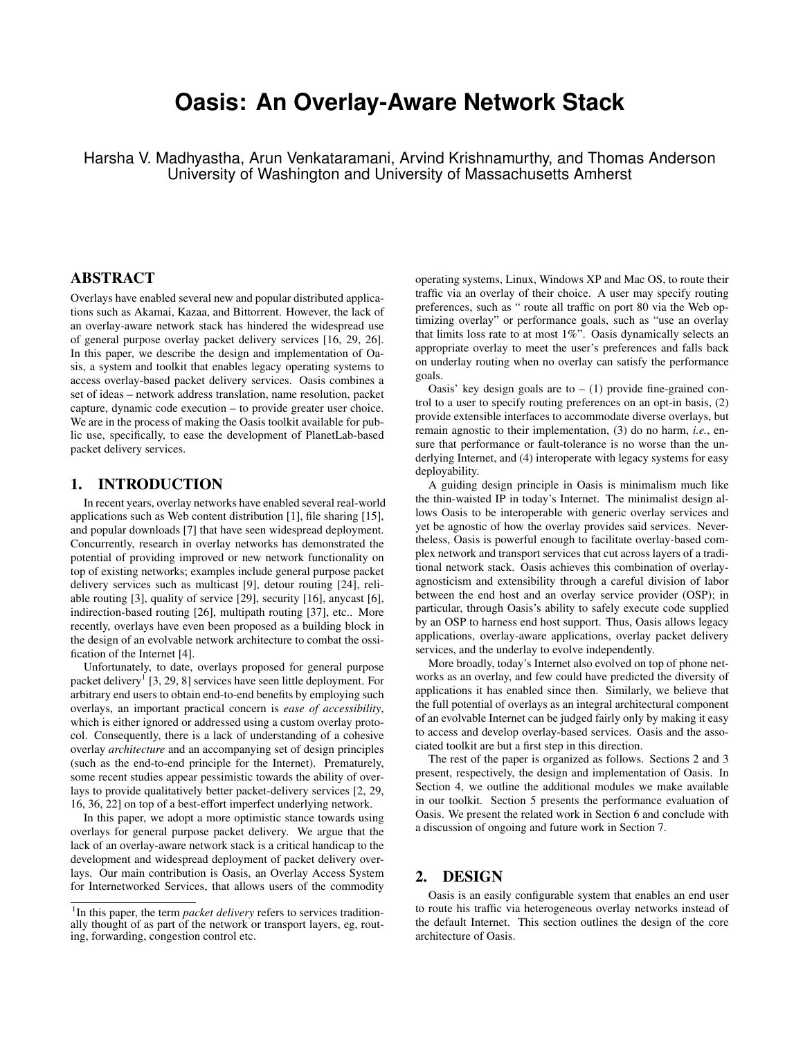# Oasis: An Overlay-Aware Network Stack

Harsha V. Madhyastha, Arun Venkataramani, Arvind Krishnamurthy, and Thomas Anderson
University of Washington and University of Massachusetts Amherst

## ABSTRACT

Overlays have enabled several new and popular distributed applications such as Akamai, Kazaa, and Bittorrent. However, the lack of an overlay-aware network stack has hindered the widespread use of general purpose overlay packet delivery services [16, 29, 26]. In this paper, we describe the design and implementation of Oasis, a system and toolkit that enables legacy operating systems to access overlay-based packet delivery services. Oasis combines a set of ideas – network address translation, name resolution, packet capture, dynamic code execution – to provide greater user choice. We are in the process of making the Oasis toolkit available for public use, specifically, to ease the development of PlanetLab-based packet delivery services.

## 1. INTRODUCTION

In recent years, overlay networks have enabled several real-world applications such as Web content distribution [1], file sharing [15], and popular downloads [7] that have seen widespread deployment. Concurrently, research in overlay networks has demonstrated the potential of providing improved or new network functionality on top of existing networks; examples include general purpose packet delivery services such as multicast [9], detour routing [24], reliable routing [3], quality of service [29], security [16], anycast [6], indirection-based routing [26], multipath routing [37], etc.. More recently, overlays have even been proposed as a building block in the design of an evolvable network architecture to combat the ossification of the Internet [4].

Unfortunately, to date, overlays proposed for general purpose packet delivery[1] [3, 29, 8] services have seen little deployment. For arbitrary end users to obtain end-to-end benefits by employing such overlays, an important practical concern is *ease of accessibility*, which is either ignored or addressed using a custom overlay protocol. Consequently, there is a lack of understanding of a cohesive overlay *architecture* and an accompanying set of design principles (such as the end-to-end principle for the Internet). Prematurely, some recent studies appear pessimistic towards the ability of overlays to provide qualitatively better packet-delivery services [2, 29, 16, 36, 22] on top of a best-effort imperfect underlying network.

In this paper, we adopt a more optimistic stance towards using overlays for general purpose packet delivery. We argue that the lack of an overlay-aware network stack is a critical handicap to the development and widespread deployment of packet delivery overlays. Our main contribution is Oasis, an Overlay Access System for Internetworked Services, that allows users of the commodity operating systems, Linux, Windows XP and Mac OS, to route their traffic via an overlay of their choice. A user may specify routing preferences, such as " route all traffic on port 80 via the Web optimizing overlay" or performance goals, such as "use an overlay that limits loss rate to at most 1%". Oasis dynamically selects an appropriate overlay to meet the user's preferences and falls back on underlay routing when no overlay can satisfy the performance goals.

Oasis' key design goals are to – (1) provide fine-grained control to a user to specify routing preferences on an opt-in basis, (2) provide extensible interfaces to accommodate diverse overlays, but remain agnostic to their implementation, (3) do no harm, *i.e.*, ensure that performance or fault-tolerance is no worse than the underlying Internet, and (4) interoperate with legacy systems for easy deployability.

A guiding design principle in Oasis is minimalism much like the thin-waisted IP in today's Internet. The minimalist design allows Oasis to be interoperable with generic overlay services and yet be agnostic of how the overlay provides said services. Nevertheless, Oasis is powerful enough to facilitate overlay-based complex network and transport services that cut across layers of a traditional network stack. Oasis achieves this combination of overlay-agnosticism and extensibility through a careful division of labor between the end host and an overlay service provider (OSP); in particular, through Oasis's ability to safely execute code supplied by an OSP to harness end host support. Thus, Oasis allows legacy applications, overlay-aware applications, overlay packet delivery services, and the underlay to evolve independently.

More broadly, today's Internet also evolved on top of phone networks as an overlay, and few could have predicted the diversity of applications it has enabled since then. Similarly, we believe that the full potential of overlays as an integral architectural component of an evolvable Internet can be judged fairly only by making it easy to access and develop overlay-based services. Oasis and the associated toolkit are but a first step in this direction.

The rest of the paper is organized as follows. Sections 2 and 3 present, respectively, the design and implementation of Oasis. In Section 4, we outline the additional modules we make available in our toolkit. Section 5 presents the performance evaluation of Oasis. We present the related work in Section 6 and conclude with a discussion of ongoing and future work in Section 7.

## 2. DESIGN

Oasis is an easily configurable system that enables an end user to route his traffic via heterogeneous overlay networks instead of the default Internet. This section outlines the design of the core architecture of Oasis.

[1] In this paper, the term *packet delivery* refers to services traditionally thought of as part of the network or transport layers, eg, routing, forwarding, congestion control etc.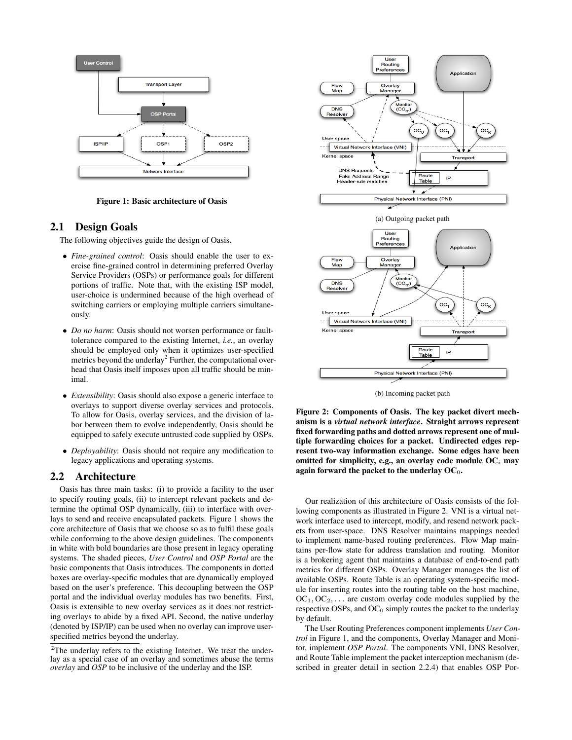Figure 1: Basic architecture of Oasis

## 2.1 Design Goals

The following objectives guide the design of Oasis.

- *Fine-grained control*: Oasis should enable the user to exercise fine-grained control in determining preferred Overlay Service Providers (OSPs) or performance goals for different portions of traffic. Note that, with the existing ISP model, user-choice is undermined because of the high overhead of switching carriers or employing multiple carriers simultaneously.

- *Do no harm*: Oasis should not worsen performance or fault-tolerance compared to the existing Internet, *i.e.*, an overlay should be employed only when it optimizes user-specified metrics beyond the underlay[2] Further, the computational overhead that Oasis itself imposes upon all traffic should be minimal.

- *Extensibility*: Oasis should also expose a generic interface to overlays to support diverse overlay services and protocols. To allow for Oasis, overlay services, and the division of labor between them to evolve independently, Oasis should be equipped to safely execute untrusted code supplied by OSPs.

- *Deployability*: Oasis should not require any modification to legacy applications and operating systems.

## 2.2 Architecture

Oasis has three main tasks: (i) to provide a facility to the user to specify routing goals, (ii) to intercept relevant packets and determine the optimal OSP dynamically, (iii) to interface with overlays to send and receive encapsulated packets. Figure 1 shows the core architecture of Oasis that we choose so as to fulfil these goals while conforming to the above design guidelines. The components in white with bold boundaries are those present in legacy operating systems. The shaded pieces, *User Control* and *OSP Portal* are the basic components that Oasis introduces. The components in dotted boxes are overlay-specific modules that are dynamically employed based on the user's preference. This decoupling between the OSP portal and the individual overlay modules has two benefits. First, Oasis is extensible to new overlay services as it does not restricting overlays to abide by a fixed API. Second, the native underlay (denoted by ISP/IP) can be used when no overlay can improve user-specified metrics beyond the underlay.

[2]The underlay refers to the existing Internet. We treat the underlay as a special case of an overlay and sometimes abuse the terms *overlay* and *OSP* to be inclusive of the underlay and the ISP.

(a) Outgoing packet path

(b) Incoming packet path

**Figure 2: Components of Oasis. The key packet divert mechanism is a *virtual network interface*. Straight arrows represent fixed forwarding paths and dotted arrows represent one of multiple forwarding choices for a packet. Undirected edges represent two-way information exchange. Some edges have been omitted for simplicity, e.g., an overlay code module $OC_i$ may again forward the packet to the underlay $OC_0$.**

Our realization of this architecture of Oasis consists of the following components as illustrated in Figure 2. VNI is a virtual network interface used to intercept, modify, and resend network packets from user-space. DNS Resolver maintains mappings needed to implement name-based routing preferences. Flow Map maintains per-flow state for address translation and routing. Monitor is a brokering agent that maintains a database of end-to-end path metrics for different OSPs. Overlay Manager manages the list of available OSPs. Route Table is an operating system-specific module for inserting routes into the routing table on the host machine, $OC_1, OC_2, \ldots$ are custom overlay code modules supplied by the respective OSPs, and $OC_0$ simply routes the packet to the underlay by default.

The User Routing Preferences component implements *User Control* in Figure 1, and the components, Overlay Manager and Monitor, implement *OSP Portal*. The components VNI, DNS Resolver, and Route Table implement the packet interception mechanism (described in greater detail in section 2.2.4) that enables OSP Por-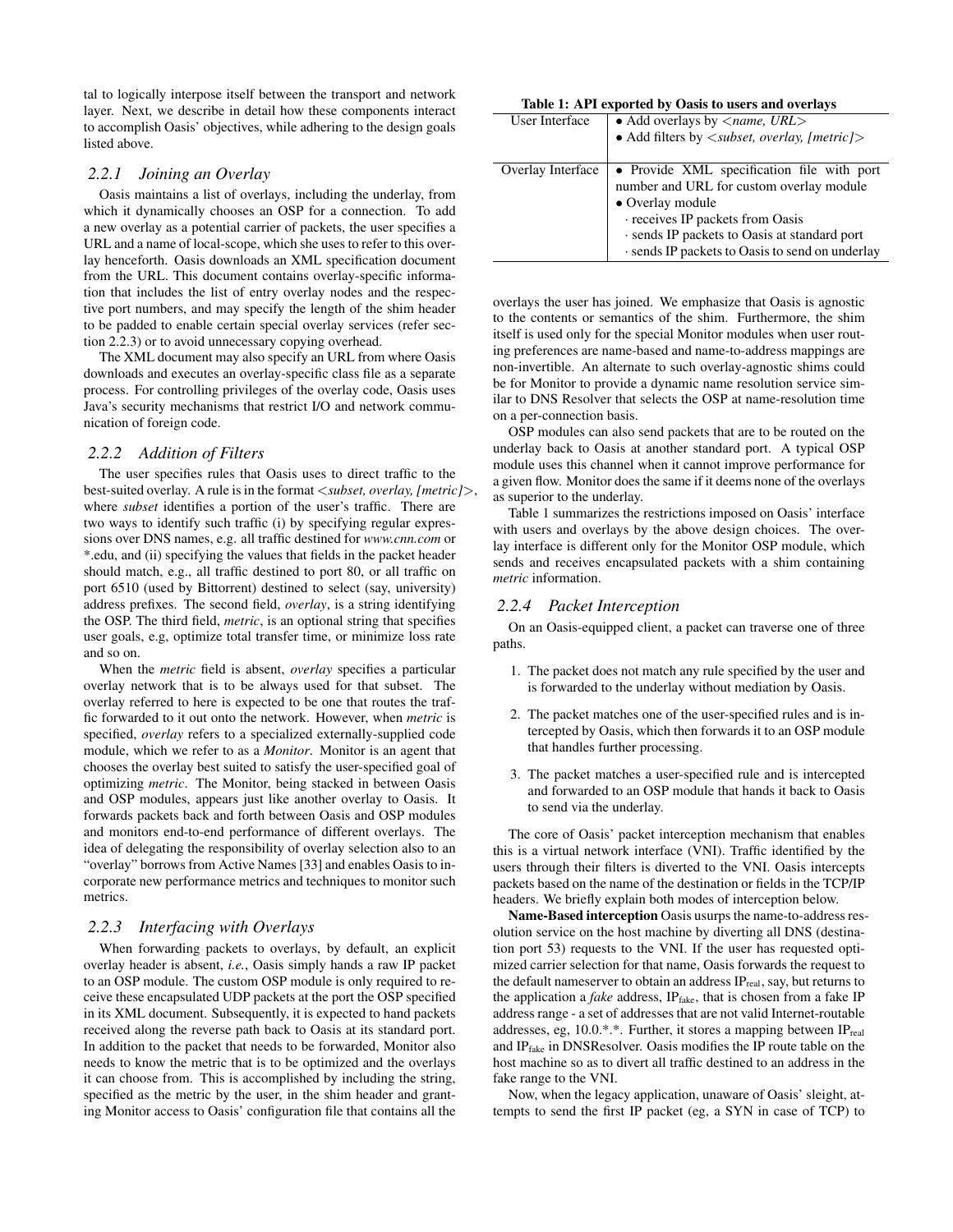tal to logically interpose itself between the transport and network layer. Next, we describe in detail how these components interact to accomplish Oasis' objectives, while adhering to the design goals listed above.

#### 2.2.1 Joining an Overlay

Oasis maintains a list of overlays, including the underlay, from which it dynamically chooses an OSP for a connection. To add a new overlay as a potential carrier of packets, the user specifies a URL and a name of local-scope, which she uses to refer to this overlay henceforth. Oasis downloads an XML specification document from the URL. This document contains overlay-specific information that includes the list of entry overlay nodes and the respective port numbers, and may specify the length of the shim header to be padded to enable certain special overlay services (refer section 2.2.3) or to avoid unnecessary copying overhead.

The XML document may also specify an URL from where Oasis downloads and executes an overlay-specific class file as a separate process. For controlling privileges of the overlay code, Oasis uses Java's security mechanisms that restrict I/O and network communication of foreign code.

#### 2.2.2 Addition of Filters

The user specifies rules that Oasis uses to direct traffic to the best-suited overlay. A rule is in the format <*subset, overlay, [metric]*>, where *subset* identifies a portion of the user's traffic. There are two ways to identify such traffic (i) by specifying regular expressions over DNS names, e.g. all traffic destined for *www.cnn.com* or *.edu, and (ii) specifying the values that fields in the packet header should match, e.g., all traffic destined to port 80, or all traffic on port 6510 (used by Bittorrent) destined to select (say, university) address prefixes. The second field, *overlay*, is a string identifying the OSP. The third field, *metric*, is an optional string that specifies user goals, e.g, optimize total transfer time, or minimize loss rate and so on.

When the *metric* field is absent, *overlay* specifies a particular overlay network that is to be always used for that subset. The overlay referred to here is expected to be one that routes the traffic forwarded to it out onto the network. However, when *metric* is specified, *overlay* refers to a specialized externally-supplied code module, which we refer to as a *Monitor*. Monitor is an agent that chooses the overlay best suited to satisfy the user-specified goal of optimizing *metric*. The Monitor, being stacked in between Oasis and OSP modules, appears just like another overlay to Oasis. It forwards packets back and forth between Oasis and OSP modules and monitors end-to-end performance of different overlays. The idea of delegating the responsibility of overlay selection also to an "overlay" borrows from Active Names [33] and enables Oasis to incorporate new performance metrics and techniques to monitor such metrics.

#### 2.2.3 Interfacing with Overlays

When forwarding packets to overlays, by default, an explicit overlay header is absent, *i.e.*, Oasis simply hands a raw IP packet to an OSP module. The custom OSP module is only required to receive these encapsulated UDP packets at the port the OSP specified in its XML document. Subsequently, it is expected to hand packets received along the reverse path back to Oasis at its standard port. In addition to the packet that needs to be forwarded, Monitor also needs to know the metric that is to be optimized and the overlays it can choose from. This is accomplished by including the string, specified as the metric by the user, in the shim header and granting Monitor access to Oasis' configuration file that contains all the overlays the user has joined. We emphasize that Oasis is agnostic to the contents or semantics of the shim. Furthermore, the shim itself is used only for the special Monitor modules when user routing preferences are name-based and name-to-address mappings are non-invertible. An alternate to such overlay-agnostic shims could be for Monitor to provide a dynamic name resolution service similar to DNS Resolver that selects the OSP at name-resolution time on a per-connection basis.

OSP modules can also send packets that are to be routed on the underlay back to Oasis at another standard port. A typical OSP module uses this channel when it cannot improve performance for a given flow. Monitor does the same if it deems none of the overlays as superior to the underlay.

Table 1 summarizes the restrictions imposed on Oasis' interface with users and overlays by the above design choices. The overlay interface is different only for the Monitor OSP module, which sends and receives encapsulated packets with a shim containing *metric* information.

**Table 1: API exported by Oasis to users and overlays**

| | |
|---|---|
| User Interface | • Add overlays by <*name, URL*><br>• Add filters by <*subset, overlay, [metric]*> |
| Overlay Interface | • Provide XML specification file with port number and URL for custom overlay module<br>• Overlay module<br>· receives IP packets from Oasis<br>· sends IP packets to Oasis at standard port<br>· sends IP packets to Oasis to send on underlay |

#### 2.2.4 Packet Interception

On an Oasis-equipped client, a packet can traverse one of three paths.

1. The packet does not match any rule specified by the user and is forwarded to the underlay without mediation by Oasis.
2. The packet matches one of the user-specified rules and is intercepted by Oasis, which then forwards it to an OSP module that handles further processing.
3. The packet matches a user-specified rule and is intercepted and forwarded to an OSP module that hands it back to Oasis to send via the underlay.

The core of Oasis' packet interception mechanism that enables this is a virtual network interface (VNI). Traffic identified by the users through their filters is diverted to the VNI. Oasis intercepts packets based on the name of the destination or fields in the TCP/IP headers. We briefly explain both modes of interception below.

**Name-Based interception** Oasis usurps the name-to-address resolution service on the host machine by diverting all DNS (destination port 53) requests to the VNI. If the user has requested optimized carrier selection for that name, Oasis forwards the request to the default nameserver to obtain an address $IP_{real}$, say, but returns to the application a *fake* address, $IP_{fake}$, that is chosen from a fake IP address range - a set of addresses that are not valid Internet-routable addresses, eg, 10.0.*.*. Further, it stores a mapping between $IP_{real}$ and $IP_{fake}$ in DNSResolver. Oasis modifies the IP route table on the host machine so as to divert all traffic destined to an address in the fake range to the VNI.

Now, when the legacy application, unaware of Oasis' sleight, attempts to send the first IP packet (eg, a SYN in case of TCP) to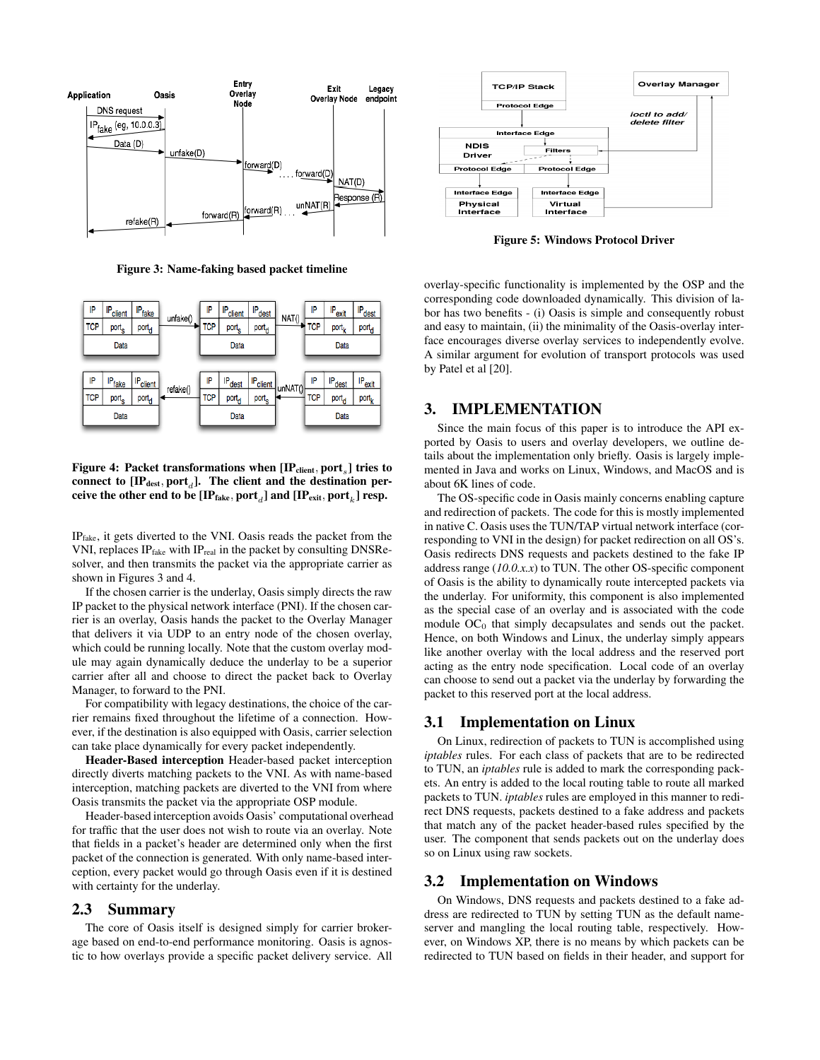Figure 3: Name-faking based packet timeline

Figure 4: Packet transformations when [$IP_{client}$, $port_s$] tries to connect to [$IP_{dest}$, $port_d$]. The client and the destination perceive the other end to be [$IP_{fake}$, $port_d$] and [$IP_{exit}$, $port_k$] resp.

$IP_{fake}$, it gets diverted to the VNI. Oasis reads the packet from the VNI, replaces $IP_{fake}$ with $IP_{real}$ in the packet by consulting DNSResolver, and then transmits the packet via the appropriate carrier as shown in Figures 3 and 4.

If the chosen carrier is the underlay, Oasis simply directs the raw IP packet to the physical network interface (PNI). If the chosen carrier is an overlay, Oasis hands the packet to the Overlay Manager that delivers it via UDP to an entry node of the chosen overlay, which could be running locally. Note that the custom overlay module may again dynamically deduce the underlay to be a superior carrier after all and choose to direct the packet back to Overlay Manager, to forward to the PNI.

For compatibility with legacy destinations, the choice of the carrier remains fixed throughout the lifetime of a connection. However, if the destination is also equipped with Oasis, carrier selection can take place dynamically for every packet independently.

**Header-Based interception** Header-based packet interception directly diverts matching packets to the VNI. As with name-based interception, matching packets are diverted to the VNI from where Oasis transmits the packet via the appropriate OSP module.

Header-based interception avoids Oasis' computational overhead for traffic that the user does not wish to route via an overlay. Note that fields in a packet's header are determined only when the first packet of the connection is generated. With only name-based interception, every packet would go through Oasis even if it is destined with certainty for the underlay.

## 2.3 Summary

The core of Oasis itself is designed simply for carrier brokerage based on end-to-end performance monitoring. Oasis is agnostic to how overlays provide a specific packet delivery service. All overlay-specific functionality is implemented by the OSP and the corresponding code downloaded dynamically. This division of labor has two benefits - (i) Oasis is simple and consequently robust and easy to maintain, (ii) the minimality of the Oasis-overlay interface encourages diverse overlay services to independently evolve. A similar argument for evolution of transport protocols was used by Patel et al [20].

Figure 5: Windows Protocol Driver

# 3. IMPLEMENTATION

Since the main focus of this paper is to introduce the API exported by Oasis to users and overlay developers, we outline details about the implementation only briefly. Oasis is largely implemented in Java and works on Linux, Windows, and MacOS and is about 6K lines of code.

The OS-specific code in Oasis mainly concerns enabling capture and redirection of packets. The code for this is mostly implemented in native C. Oasis uses the TUN/TAP virtual network interface (corresponding to VNI in the design) for packet redirection on all OS's. Oasis redirects DNS requests and packets destined to the fake IP address range (*10.0.x.x*) to TUN. The other OS-specific component of Oasis is the ability to dynamically route intercepted packets via the underlay. For uniformity, this component is also implemented as the special case of an overlay and is associated with the code module $OC_0$ that simply decapsulates and sends out the packet. Hence, on both Windows and Linux, the underlay simply appears like another overlay with the local address and the reserved port acting as the entry node specification. Local code of an overlay can choose to send out a packet via the underlay by forwarding the packet to this reserved port at the local address.

## 3.1 Implementation on Linux

On Linux, redirection of packets to TUN is accomplished using *iptables* rules. For each class of packets that are to be redirected to TUN, an *iptables* rule is added to mark the corresponding packets. An entry is added to the local routing table to route all marked packets to TUN. *iptables* rules are employed in this manner to redirect DNS requests, packets destined to a fake address and packets that match any of the packet header-based rules specified by the user. The component that sends packets out on the underlay does so on Linux using raw sockets.

## 3.2 Implementation on Windows

On Windows, DNS requests and packets destined to a fake address are redirected to TUN by setting TUN as the default nameserver and mangling the local routing table, respectively. However, on Windows XP, there is no means by which packets can be redirected to TUN based on fields in their header, and support for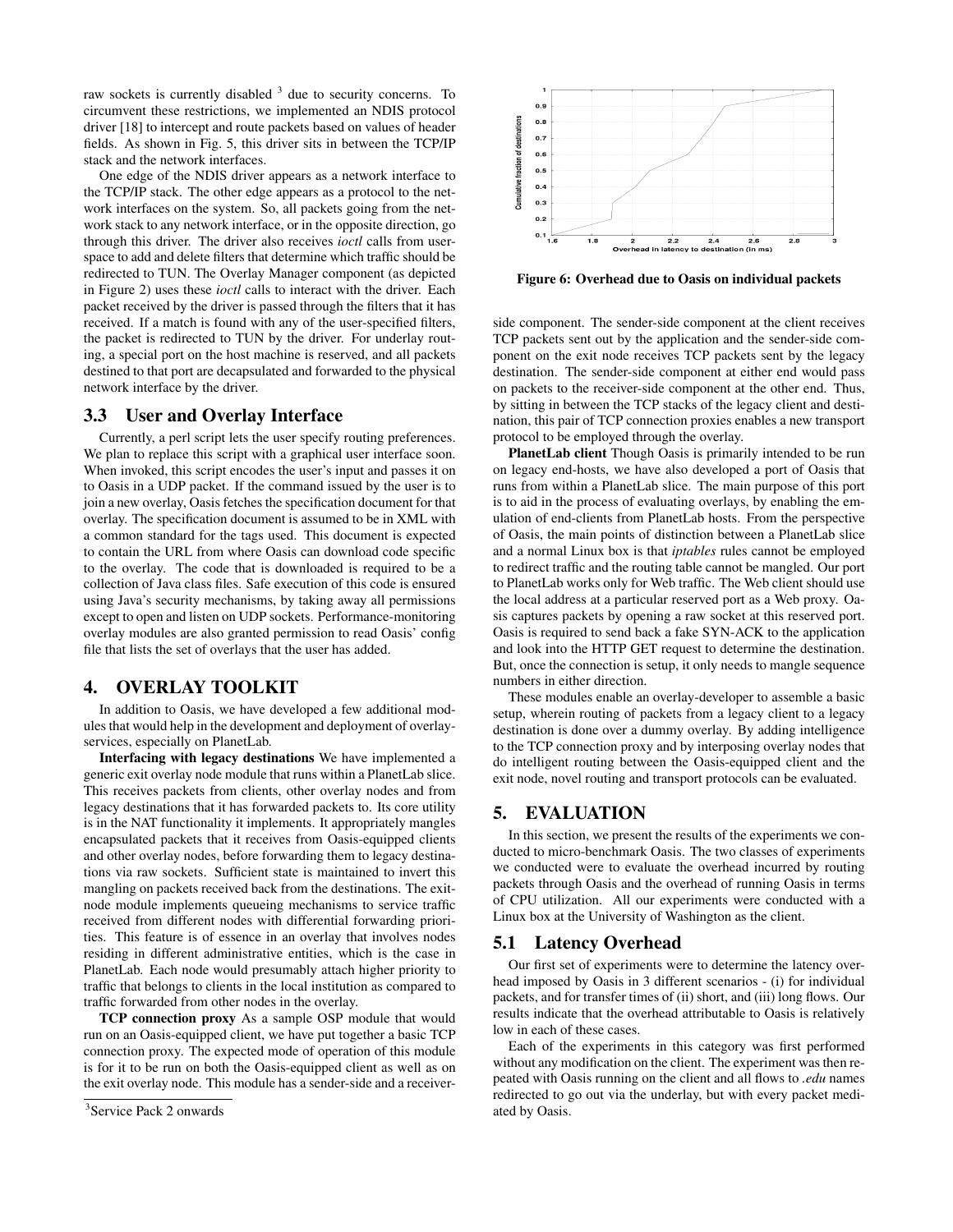raw sockets is currently disabled [3] due to security concerns. To circumvent these restrictions, we implemented an NDIS protocol driver [18] to intercept and route packets based on values of header fields. As shown in Fig. 5, this driver sits in between the TCP/IP stack and the network interfaces.

One edge of the NDIS driver appears as a network interface to the TCP/IP stack. The other edge appears as a protocol to the network interfaces on the system. So, all packets going from the network stack to any network interface, or in the opposite direction, go through this driver. The driver also receives *ioctl* calls from user-space to add and delete filters that determine which traffic should be redirected to TUN. The Overlay Manager component (as depicted in Figure 2) uses these *ioctl* calls to interact with the driver. Each packet received by the driver is passed through the filters that it has received. If a match is found with any of the user-specified filters, the packet is redirected to TUN by the driver. For underlay routing, a special port on the host machine is reserved, and all packets destined to that port are decapsulated and forwarded to the physical network interface by the driver.

### 3.3 User and Overlay Interface

Currently, a perl script lets the user specify routing preferences. We plan to replace this script with a graphical user interface soon. When invoked, this script encodes the user's input and passes it on to Oasis in a UDP packet. If the command issued by the user is to join a new overlay, Oasis fetches the specification document for that overlay. The specification document is assumed to be in XML with a common standard for the tags used. This document is expected to contain the URL from where Oasis can download code specific to the overlay. The code that is downloaded is required to be a collection of Java class files. Safe execution of this code is ensured using Java's security mechanisms, by taking away all permissions except to open and listen on UDP sockets. Performance-monitoring overlay modules are also granted permission to read Oasis' config file that lists the set of overlays that the user has added.

## 4. OVERLAY TOOLKIT

In addition to Oasis, we have developed a few additional modules that would help in the development and deployment of overlay-services, especially on PlanetLab.

**Interfacing with legacy destinations** We have implemented a generic exit overlay node module that runs within a PlanetLab slice. This receives packets from clients, other overlay nodes and from legacy destinations that it has forwarded packets to. Its core utility is in the NAT functionality it implements. It appropriately mangles encapsulated packets that it receives from Oasis-equipped clients and other overlay nodes, before forwarding them to legacy destinations via raw sockets. Sufficient state is maintained to invert this mangling on packets received back from the destinations. The exit-node module implements queueing mechanisms to service traffic received from different nodes with differential forwarding priorities. This feature is of essence in an overlay that involves nodes residing in different administrative entities, which is the case in PlanetLab. Each node would presumably attach higher priority to traffic that belongs to clients in the local institution as compared to traffic forwarded from other nodes in the overlay.

**TCP connection proxy** As a sample OSP module that would run on an Oasis-equipped client, we have put together a basic TCP connection proxy. The expected mode of operation of this module is for it to be run on both the Oasis-equipped client as well as on the exit overlay node. This module has a sender-side and a receiver-side component. The sender-side component at the client receives TCP packets sent out by the application and the sender-side component on the exit node receives TCP packets sent by the legacy destination. The sender-side component at either end would pass on packets to the receiver-side component at the other end. Thus, by sitting in between the TCP stacks of the legacy client and destination, this pair of TCP connection proxies enables a new transport protocol to be employed through the overlay.

[3] Service Pack 2 onwards

Cumulative fraction of destinations

Overhead in latency to destination (in ms)

Figure 6: Overhead due to Oasis on individual packets

**PlanetLab client** Though Oasis is primarily intended to be run on legacy end-hosts, we have also developed a port of Oasis that runs from within a PlanetLab slice. The main purpose of this port is to aid in the process of evaluating overlays, by enabling the emulation of end-clients from PlanetLab hosts. From the perspective of Oasis, the main points of distinction between a PlanetLab slice and a normal Linux box is that *iptables* rules cannot be employed to redirect traffic and the routing table cannot be mangled. Our port to PlanetLab works only for Web traffic. The Web client should use the local address at a particular reserved port as a Web proxy. Oasis captures packets by opening a raw socket at this reserved port. Oasis is required to send back a fake SYN-ACK to the application and look into the HTTP GET request to determine the destination. But, once the connection is setup, it only needs to mangle sequence numbers in either direction.

These modules enable an overlay-developer to assemble a basic setup, wherein routing of packets from a legacy client to a legacy destination is done over a dummy overlay. By adding intelligence to the TCP connection proxy and by interposing overlay nodes that do intelligent routing between the Oasis-equipped client and the exit node, novel routing and transport protocols can be evaluated.

## 5. EVALUATION

In this section, we present the results of the experiments we conducted to micro-benchmark Oasis. The two classes of experiments we conducted were to evaluate the overhead incurred by routing packets through Oasis and the overhead of running Oasis in terms of CPU utilization. All our experiments were conducted with a Linux box at the University of Washington as the client.

### 5.1 Latency Overhead

Our first set of experiments were to determine the latency overhead imposed by Oasis in 3 different scenarios - (i) for individual packets, and for transfer times of (ii) short, and (iii) long flows. Our results indicate that the overhead attributable to Oasis is relatively low in each of these cases.

Each of the experiments in this category was first performed without any modification on the client. The experiment was then repeated with Oasis running on the client and all flows to *.edu* names redirected to go out via the underlay, but with every packet mediated by Oasis.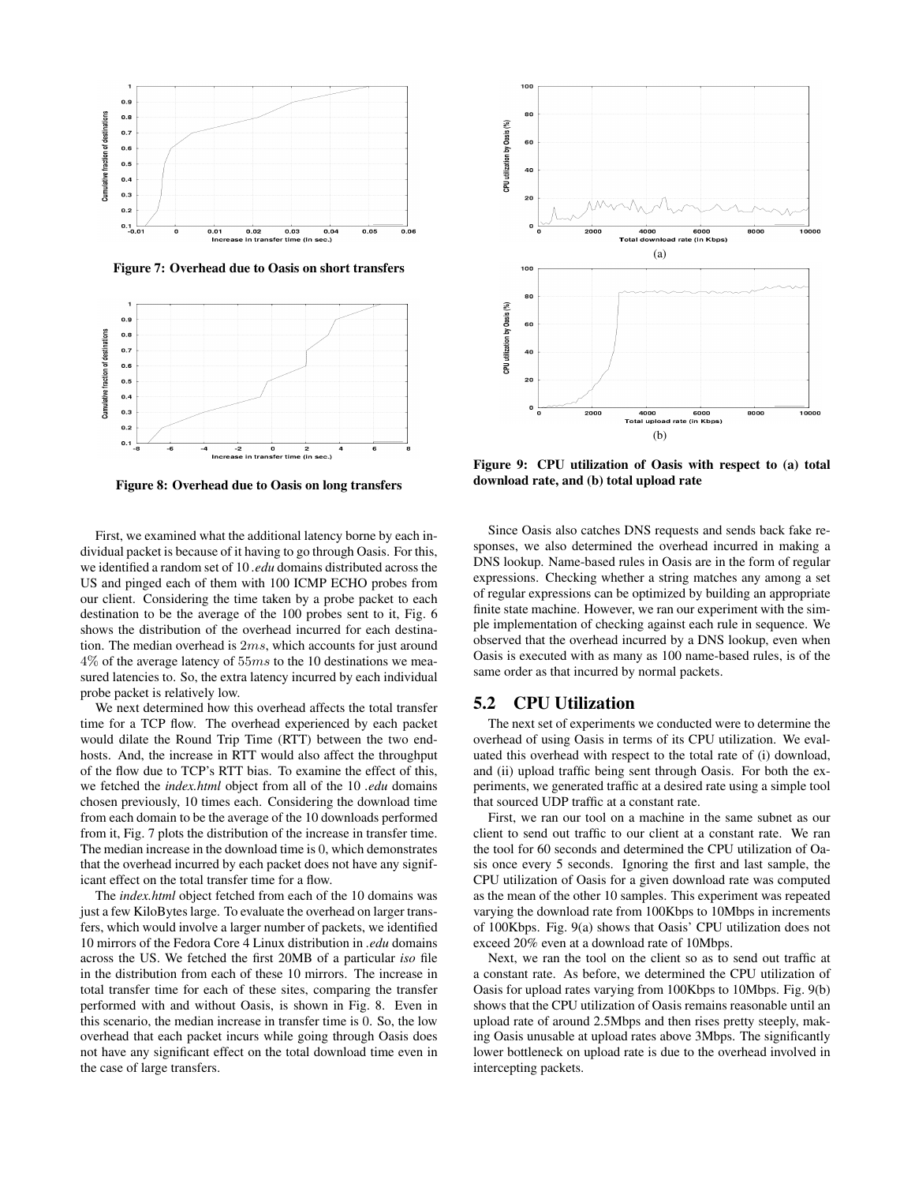Figure 7: Overhead due to Oasis on short transfers

Figure 8: Overhead due to Oasis on long transfers

Figure 9: CPU utilization of Oasis with respect to (a) total download rate, and (b) total upload rate

First, we examined what the additional latency borne by each individual packet is because of it having to go through Oasis. For this, we identified a random set of 10 *.edu* domains distributed across the US and pinged each of them with 100 ICMP ECHO probes from our client. Considering the time taken by a probe packet to each destination to be the average of the 100 probes sent to it, Fig. 6 shows the distribution of the overhead incurred for each destination. The median overhead is $2ms$, which accounts for just around $4\%$ of the average latency of $55ms$ to the 10 destinations we measured latencies to. So, the extra latency incurred by each individual probe packet is relatively low.

We next determined how this overhead affects the total transfer time for a TCP flow. The overhead experienced by each packet would dilate the Round Trip Time (RTT) between the two end-hosts. And, the increase in RTT would also affect the throughput of the flow due to TCP's RTT bias. To examine the effect of this, we fetched the *index.html* object from all of the 10 *.edu* domains chosen previously, 10 times each. Considering the download time from each domain to be the average of the 10 downloads performed from it, Fig. 7 plots the distribution of the increase in transfer time. The median increase in the download time is 0, which demonstrates that the overhead incurred by each packet does not have any significant effect on the total transfer time for a flow.

The *index.html* object fetched from each of the 10 domains was just a few KiloBytes large. To evaluate the overhead on larger transfers, which would involve a larger number of packets, we identified 10 mirrors of the Fedora Core 4 Linux distribution in *.edu* domains across the US. We fetched the first 20MB of a particular *iso* file in the distribution from each of these 10 mirrors. The increase in total transfer time for each of these sites, comparing the transfer performed with and without Oasis, is shown in Fig. 8. Even in this scenario, the median increase in transfer time is 0. So, the low overhead that each packet incurs while going through Oasis does not have any significant effect on the total download time even in the case of large transfers.

Since Oasis also catches DNS requests and sends back fake responses, we also determined the overhead incurred in making a DNS lookup. Name-based rules in Oasis are in the form of regular expressions. Checking whether a string matches any among a set of regular expressions can be optimized by building an appropriate finite state machine. However, we ran our experiment with the simple implementation of checking against each rule in sequence. We observed that the overhead incurred by a DNS lookup, even when Oasis is executed with as many as 100 name-based rules, is of the same order as that incurred by normal packets.

## 5.2 CPU Utilization

The next set of experiments we conducted were to determine the overhead of using Oasis in terms of its CPU utilization. We evaluated this overhead with respect to the total rate of (i) download, and (ii) upload traffic being sent through Oasis. For both the experiments, we generated traffic at a desired rate using a simple tool that sourced UDP traffic at a constant rate.

First, we ran our tool on a machine in the same subnet as our client to send out traffic to our client at a constant rate. We ran the tool for 60 seconds and determined the CPU utilization of Oasis once every 5 seconds. Ignoring the first and last sample, the CPU utilization of Oasis for a given download rate was computed as the mean of the other 10 samples. This experiment was repeated varying the download rate from 100Kbps to 10Mbps in increments of 100Kbps. Fig. 9(a) shows that Oasis' CPU utilization does not exceed 20% even at a download rate of 10Mbps.

Next, we ran the tool on the client so as to send out traffic at a constant rate. As before, we determined the CPU utilization of Oasis for upload rates varying from 100Kbps to 10Mbps. Fig. 9(b) shows that the CPU utilization of Oasis remains reasonable until an upload rate of around 2.5Mbps and then rises pretty steeply, making Oasis unusable at upload rates above 3Mbps. The significantly lower bottleneck on upload rate is due to the overhead involved in intercepting packets.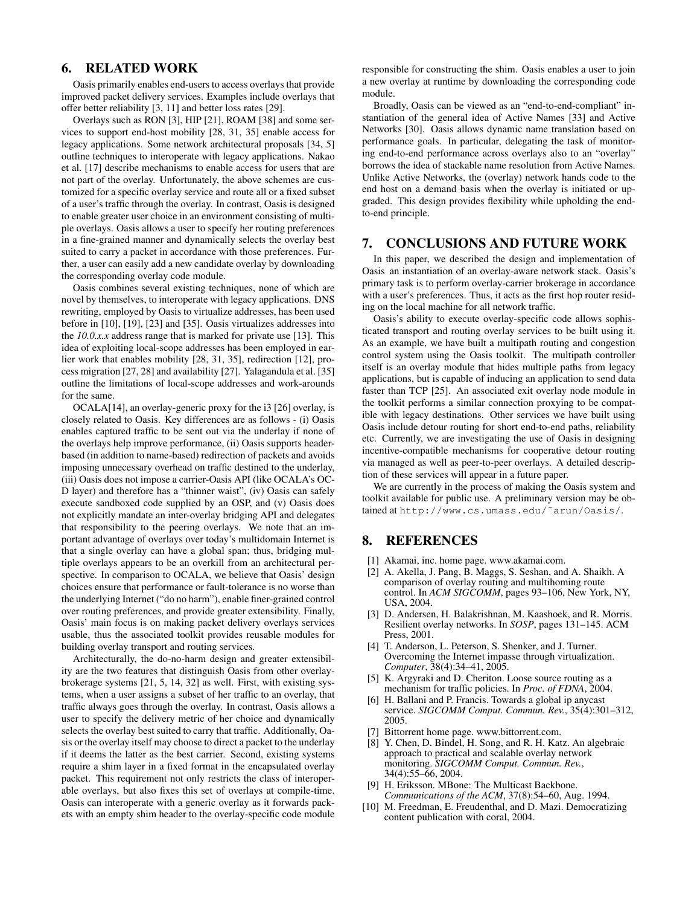## 6. RELATED WORK

Oasis primarily enables end-users to access overlays that provide improved packet delivery services. Examples include overlays that offer better reliability [3, 11] and better loss rates [29].

Overlays such as RON [3], HIP [21], ROAM [38] and some services to support end-host mobility [28, 31, 35] enable access for legacy applications. Some network architectural proposals [34, 5] outline techniques to interoperate with legacy applications. Nakao et al. [17] describe mechanisms to enable access for users that are not part of the overlay. Unfortunately, the above schemes are customized for a specific overlay service and route all or a fixed subset of a user's traffic through the overlay. In contrast, Oasis is designed to enable greater user choice in an environment consisting of multiple overlays. Oasis allows a user to specify her routing preferences in a fine-grained manner and dynamically selects the overlay best suited to carry a packet in accordance with those preferences. Further, a user can easily add a new candidate overlay by downloading the corresponding overlay code module.

Oasis combines several existing techniques, none of which are novel by themselves, to interoperate with legacy applications. DNS rewriting, employed by Oasis to virtualize addresses, has been used before in [10], [19], [23] and [35]. Oasis virtualizes addresses into the *10.0.x.x* address range that is marked for private use [13]. This idea of exploiting local-scope addresses has been employed in earlier work that enables mobility [28, 31, 35], redirection [12], process migration [27, 28] and availability [27]. Yalagandula et al. [35] outline the limitations of local-scope addresses and work-arounds for the same.

OCALA[14], an overlay-generic proxy for the i3 [26] overlay, is closely related to Oasis. Key differences are as follows - (i) Oasis enables captured traffic to be sent out via the underlay if none of the overlays help improve performance, (ii) Oasis supports header-based (in addition to name-based) redirection of packets and avoids imposing unnecessary overhead on traffic destined to the underlay, (iii) Oasis does not impose a carrier-Oasis API (like OCALA's OC-D layer) and therefore has a "thinner waist", (iv) Oasis can safely execute sandboxed code supplied by an OSP, and (v) Oasis does not explicitly mandate an inter-overlay bridging API and delegates that responsibility to the peering overlays. We note that an important advantage of overlays over today's multidomain Internet is that a single overlay can have a global span; thus, bridging multiple overlays appears to be an overkill from an architectural perspective. In comparison to OCALA, we believe that Oasis' design choices ensure that performance or fault-tolerance is no worse than the underlying Internet ("do no harm"), enable finer-grained control over routing preferences, and provide greater extensibility. Finally, Oasis' main focus is on making packet delivery overlays services usable, thus the associated toolkit provides reusable modules for building overlay transport and routing services.

Architecturally, the do-no-harm design and greater extensibility are the two features that distinguish Oasis from other overlay-brokerage systems [21, 5, 14, 32] as well. First, with existing systems, when a user assigns a subset of her traffic to an overlay, that traffic always goes through the overlay. In contrast, Oasis allows a user to specify the delivery metric of her choice and dynamically selects the overlay best suited to carry that traffic. Additionally, Oasis or the overlay itself may choose to direct a packet to the underlay if it deems the latter as the best carrier. Second, existing systems require a shim layer in a fixed format in the encapsulated overlay packet. This requirement not only restricts the class of interoperable overlays, but also fixes this set of overlays at compile-time. Oasis can interoperate with a generic overlay as it forwards packets with an empty shim header to the overlay-specific code module responsible for constructing the shim. Oasis enables a user to join a new overlay at runtime by downloading the corresponding code module.

Broadly, Oasis can be viewed as an "end-to-end-compliant" instantiation of the general idea of Active Names [33] and Active Networks [30]. Oasis allows dynamic name translation based on performance goals. In particular, delegating the task of monitoring end-to-end performance across overlays also to an "overlay" borrows the idea of stackable name resolution from Active Names. Unlike Active Networks, the (overlay) network hands code to the end host on a demand basis when the overlay is initiated or upgraded. This design provides flexibility while upholding the end-to-end principle.

## 7. CONCLUSIONS AND FUTURE WORK

In this paper, we described the design and implementation of Oasis an instantiation of an overlay-aware network stack. Oasis's primary task is to perform overlay-carrier brokerage in accordance with a user's preferences. Thus, it acts as the first hop router residing on the local machine for all network traffic.

Oasis's ability to execute overlay-specific code allows sophisticated transport and routing overlay services to be built using it. As an example, we have built a multipath routing and congestion control system using the Oasis toolkit. The multipath controller itself is an overlay module that hides multiple paths from legacy applications, but is capable of inducing an application to send data faster than TCP [25]. An associated exit overlay node module in the toolkit performs a similar connection proxying to be compatible with legacy destinations. Other services we have built using Oasis include detour routing for short end-to-end paths, reliability etc. Currently, we are investigating the use of Oasis in designing incentive-compatible mechanisms for cooperative detour routing via managed as well as peer-to-peer overlays. A detailed description of these services will appear in a future paper.

We are currently in the process of making the Oasis system and toolkit available for public use. A preliminary version may be obtained at http://www.cs.umass.edu/~arun/Oasis/.

## 8. REFERENCES

[1] Akamai, inc. home page. www.akamai.com.

[2] A. Akella, J. Pang, B. Maggs, S. Seshan, and A. Shaikh. A comparison of overlay routing and multihoming route control. In *ACM SIGCOMM*, pages 93–106, New York, NY, USA, 2004.

[3] D. Andersen, H. Balakrishnan, M. Kaashoek, and R. Morris. Resilient overlay networks. In *SOSP*, pages 131–145. ACM Press, 2001.

[4] T. Anderson, L. Peterson, S. Shenker, and J. Turner. Overcoming the Internet impasse through virtualization. *Computer*, 38(4):34–41, 2005.

[5] K. Argyraki and D. Cheriton. Loose source routing as a mechanism for traffic policies. In *Proc. of FDNA*, 2004.

[6] H. Ballani and P. Francis. Towards a global ip anycast service. *SIGCOMM Comput. Commun. Rev.*, 35(4):301–312, 2005.

[7] Bittorrent home page. www.bittorrent.com.

[8] Y. Chen, D. Bindel, H. Song, and R. H. Katz. An algebraic approach to practical and scalable overlay network monitoring. *SIGCOMM Comput. Commun. Rev.*, 34(4):55–66, 2004.

[9] H. Eriksson. MBone: The Multicast Backbone. *Communications of the ACM*, 37(8):54–60, Aug. 1994.

[10] M. Freedman, E. Freudenthal, and D. Mazi. Democratizing content publication with coral, 2004.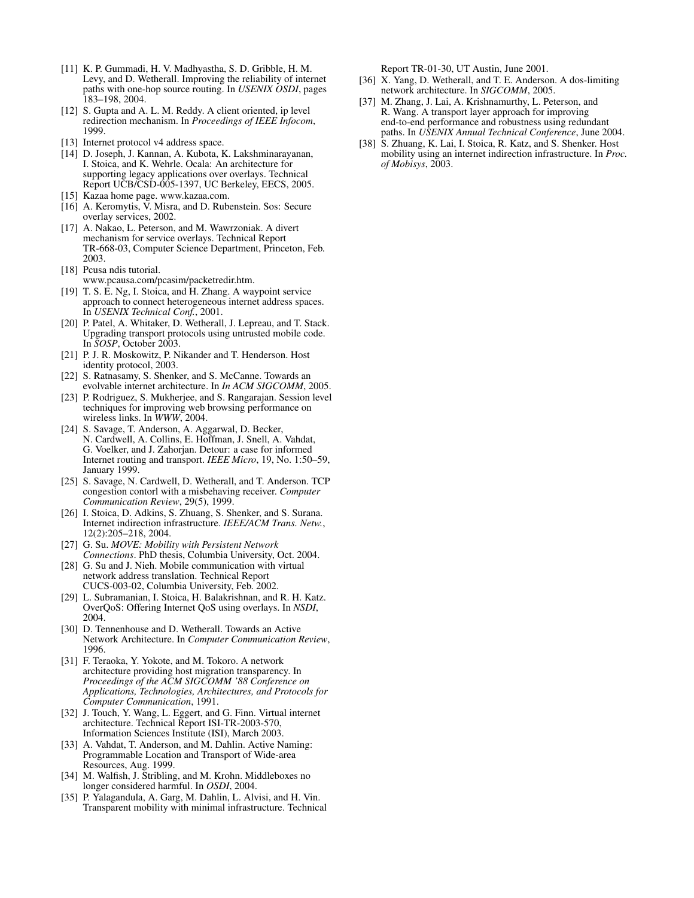[11] K. P. Gummadi, H. V. Madhyastha, S. D. Gribble, H. M. Levy, and D. Wetherall. Improving the reliability of internet paths with one-hop source routing. In *USENIX OSDI*, pages 183–198, 2004.

[12] S. Gupta and A. L. M. Reddy. A client oriented, ip level redirection mechanism. In *Proceedings of IEEE Infocom*, 1999.

[13] Internet protocol v4 address space.

[14] D. Joseph, J. Kannan, A. Kubota, K. Lakshminarayanan, I. Stoica, and K. Wehrle. Ocala: An architecture for supporting legacy applications over overlays. Technical Report UCB/CSD-005-1397, UC Berkeley, EECS, 2005.

[15] Kazaa home page. www.kazaa.com.

[16] A. Keromytis, V. Misra, and D. Rubenstein. Sos: Secure overlay services, 2002.

[17] A. Nakao, L. Peterson, and M. Wawrzoniak. A divert mechanism for service overlays. Technical Report TR-668-03, Computer Science Department, Princeton, Feb. 2003.

[18] Pcusa ndis tutorial. www.pcausa.com/pcasim/packetredir.htm.

[19] T. S. E. Ng, I. Stoica, and H. Zhang. A waypoint service approach to connect heterogeneous internet address spaces. In *USENIX Technical Conf.*, 2001.

[20] P. Patel, A. Whitaker, D. Wetherall, J. Lepreau, and T. Stack. Upgrading transport protocols using untrusted mobile code. In *SOSP*, October 2003.

[21] P. J. R. Moskowitz, P. Nikander and T. Henderson. Host identity protocol, 2003.

[22] S. Ratnasamy, S. Shenker, and S. McCanne. Towards an evolvable internet architecture. In *In ACM SIGCOMM*, 2005.

[23] P. Rodriguez, S. Mukherjee, and S. Rangarajan. Session level techniques for improving web browsing performance on wireless links. In *WWW*, 2004.

[24] S. Savage, T. Anderson, A. Aggarwal, D. Becker, N. Cardwell, A. Collins, E. Hoffman, J. Snell, A. Vahdat, G. Voelker, and J. Zahorjan. Detour: a case for informed Internet routing and transport. *IEEE Micro*, 19, No. 1:50–59, January 1999.

[25] S. Savage, N. Cardwell, D. Wetherall, and T. Anderson. TCP congestion contorl with a misbehaving receiver. *Computer Communication Review*, 29(5), 1999.

[26] I. Stoica, D. Adkins, S. Zhuang, S. Shenker, and S. Surana. Internet indirection infrastructure. *IEEE/ACM Trans. Netw.*, 12(2):205–218, 2004.

[27] G. Su. *MOVE: Mobility with Persistent Network Connections*. PhD thesis, Columbia University, Oct. 2004.

[28] G. Su and J. Nieh. Mobile communication with virtual network address translation. Technical Report CUCS-003-02, Columbia University, Feb. 2002.

[29] L. Subramanian, I. Stoica, H. Balakrishnan, and R. H. Katz. OverQoS: Offering Internet QoS using overlays. In *NSDI*, 2004.

[30] D. Tennenhouse and D. Wetherall. Towards an Active Network Architecture. In *Computer Communication Review*, 1996.

[31] F. Teraoka, Y. Yokote, and M. Tokoro. A network architecture providing host migration transparency. In *Proceedings of the ACM SIGCOMM '88 Conference on Applications, Technologies, Architectures, and Protocols for Computer Communication*, 1991.

[32] J. Touch, Y. Wang, L. Eggert, and G. Finn. Virtual internet architecture. Technical Report ISI-TR-2003-570, Information Sciences Institute (ISI), March 2003.

[33] A. Vahdat, T. Anderson, and M. Dahlin. Active Naming: Programmable Location and Transport of Wide-area Resources, Aug. 1999.

[34] M. Walfish, J. Stribling, and M. Krohn. Middleboxes no longer considered harmful. In *OSDI*, 2004.

[35] P. Yalagandula, A. Garg, M. Dahlin, L. Alvisi, and H. Vin. Transparent mobility with minimal infrastructure. Technical Report TR-01-30, UT Austin, June 2001.

[36] X. Yang, D. Wetherall, and T. E. Anderson. A dos-limiting network architecture. In *SIGCOMM*, 2005.

[37] M. Zhang, J. Lai, A. Krishnamurthy, L. Peterson, and R. Wang. A transport layer approach for improving end-to-end performance and robustness using redundant paths. In *USENIX Annual Technical Conference*, June 2004.

[38] S. Zhuang, K. Lai, I. Stoica, R. Katz, and S. Shenker. Host mobility using an internet indirection infrastructure. In *Proc. of Mobisys*, 2003.